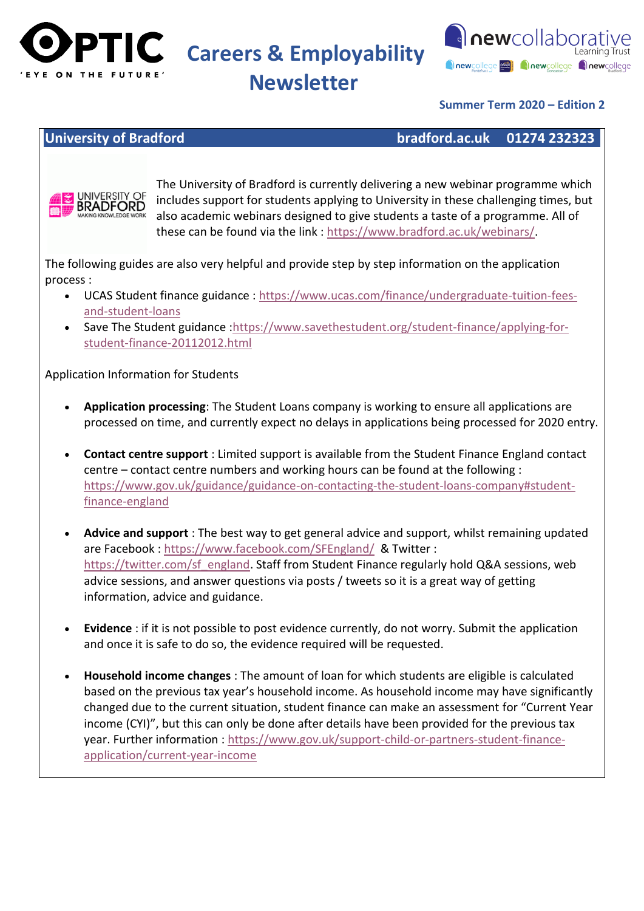# Careers & Employability Newsletter

OPTIC 'EYE ON THE FUTURE'

newcollaborative Learning Trust

**Summer Term 2020 – Edition 2**

## University of Bradford — bradford.ac.uk — 01274 232323

The University of Bradford is currently delivering a new webinar programme which includes support for students applying to University in these challenging times, but also academic webinars designed to give students a taste of a programme. All of these can be found via the link : https://www.bradford.ac.uk/webinars/.

The following guides are also very helpful and provide step by step information on the application process :

- UCAS Student finance guidance : https://www.ucas.com/finance/undergraduate-tuition-fees-and-student-loans
- Save The Student guidance :https://www.savethestudent.org/student-finance/applying-for-student-finance-20112012.html

Application Information for Students

- **Application processing**: The Student Loans company is working to ensure all applications are processed on time, and currently expect no delays in applications being processed for 2020 entry.

- **Contact centre support** : Limited support is available from the Student Finance England contact centre – contact centre numbers and working hours can be found at the following : https://www.gov.uk/guidance/guidance-on-contacting-the-student-loans-company#student-finance-england

- **Advice and support** : The best way to get general advice and support, whilst remaining updated are Facebook : https://www.facebook.com/SFEngland/ & Twitter : https://twitter.com/sf_england. Staff from Student Finance regularly hold Q&A sessions, web advice sessions, and answer questions via posts / tweets so it is a great way of getting information, advice and guidance.

- **Evidence** : if it is not possible to post evidence currently, do not worry. Submit the application and once it is safe to do so, the evidence required will be requested.

- **Household income changes** : The amount of loan for which students are eligible is calculated based on the previous tax year's household income. As household income may have significantly changed due to the current situation, student finance can make an assessment for "Current Year income (CYI)", but this can only be done after details have been provided for the previous tax year. Further information : https://www.gov.uk/support-child-or-partners-student-finance-application/current-year-income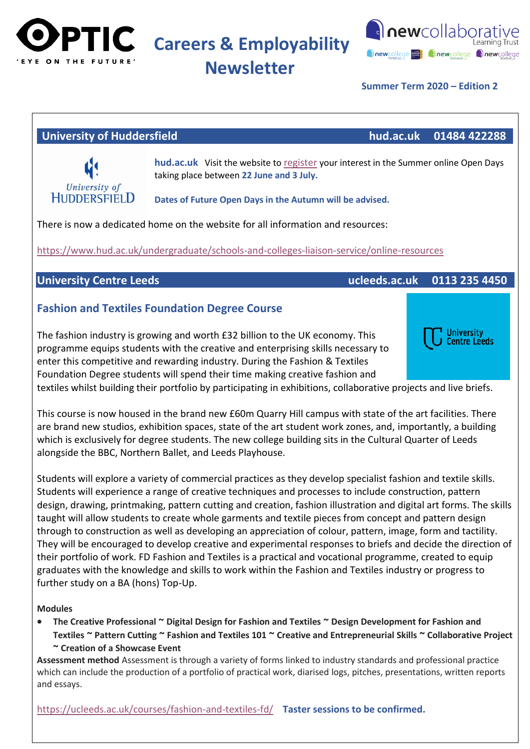# Careers & Employability Newsletter

**Summer Term 2020 – Edition 2**

## University of Huddersfield — hud.ac.uk — 01484 422288

**hud.ac.uk** Visit the website to register your interest in the Summer online Open Days taking place between **22 June and 3 July.**

**Dates of Future Open Days in the Autumn will be advised.**

There is now a dedicated home on the website for all information and resources:

https://www.hud.ac.uk/undergraduate/schools-and-colleges-liaison-service/online-resources

## University Centre Leeds — ucleeds.ac.uk — 0113 235 4450

### Fashion and Textiles Foundation Degree Course

The fashion industry is growing and worth £32 billion to the UK economy. This programme equips students with the creative and enterprising skills necessary to enter this competitive and rewarding industry. During the Fashion & Textiles Foundation Degree students will spend their time making creative fashion and textiles whilst building their portfolio by participating in exhibitions, collaborative projects and live briefs.

This course is now housed in the brand new £60m Quarry Hill campus with state of the art facilities. There are brand new studios, exhibition spaces, state of the art student work zones, and, importantly, a building which is exclusively for degree students. The new college building sits in the Cultural Quarter of Leeds alongside the BBC, Northern Ballet, and Leeds Playhouse.

Students will explore a variety of commercial practices as they develop specialist fashion and textile skills. Students will experience a range of creative techniques and processes to include construction, pattern design, drawing, printmaking, pattern cutting and creation, fashion illustration and digital art forms. The skills taught will allow students to create whole garments and textile pieces from concept and pattern design through to construction as well as developing an appreciation of colour, pattern, image, form and tactility. They will be encouraged to develop creative and experimental responses to briefs and decide the direction of their portfolio of work. FD Fashion and Textiles is a practical and vocational programme, created to equip graduates with the knowledge and skills to work within the Fashion and Textiles industry or progress to further study on a BA (hons) Top-Up.

**Modules**

- **The Creative Professional ~ Digital Design for Fashion and Textiles ~ Design Development for Fashion and Textiles ~ Pattern Cutting ~ Fashion and Textiles 101 ~ Creative and Entrepreneurial Skills ~ Collaborative Project ~ Creation of a Showcase Event**

**Assessment method** Assessment is through a variety of forms linked to industry standards and professional practice which can include the production of a portfolio of practical work, diarised logs, pitches, presentations, written reports and essays.

https://ucleeds.ac.uk/courses/fashion-and-textiles-fd/ **Taster sessions to be confirmed.**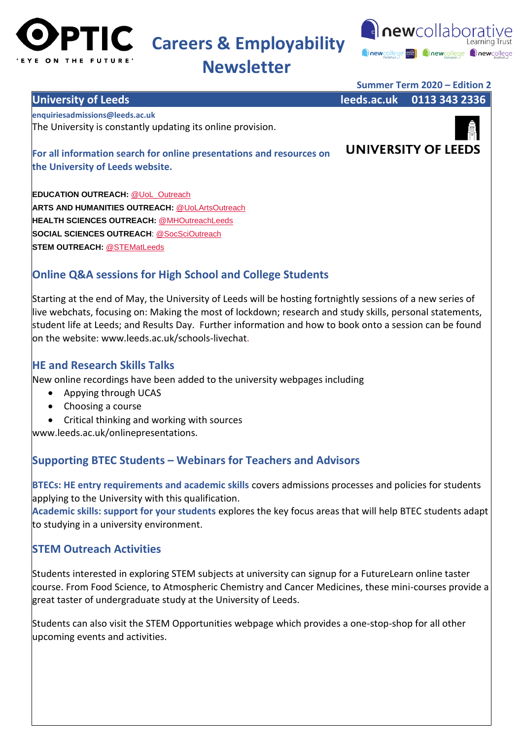## University of Leeds

leeds.ac.uk  0113 343 2336

**enquiriesadmissions@leeds.ac.uk**

The University is constantly updating its online provision.

UNIVERSITY OF LEEDS

**For all information search for online presentations and resources on the University of Leeds website.**

**EDUCATION OUTREACH:** @UoL_Outreach
**ARTS AND HUMANITIES OUTREACH:** @UoLArtsOutreach
**HEALTH SCIENCES OUTREACH:** @MHOutreachLeeds
**SOCIAL SCIENCES OUTREACH**: @SocSciOutreach
**STEM OUTREACH:** @STEMatLeeds

### Online Q&A sessions for High School and College Students

Starting at the end of May, the University of Leeds will be hosting fortnightly sessions of a new series of live webchats, focusing on: Making the most of lockdown; research and study skills, personal statements, student life at Leeds; and Results Day. Further information and how to book onto a session can be found on the website: www.leeds.ac.uk/schools-livechat.

### HE and Research Skills Talks

New online recordings have been added to the university webpages including

- Appying through UCAS
- Choosing a course
- Critical thinking and working with sources

www.leeds.ac.uk/onlinepresentations.

### Supporting BTEC Students – Webinars for Teachers and Advisors

**BTECs: HE entry requirements and academic skills** covers admissions processes and policies for students applying to the University with this qualification.
**Academic skills: support for your students** explores the key focus areas that will help BTEC students adapt to studying in a university environment.

### STEM Outreach Activities

Students interested in exploring STEM subjects at university can signup for a FutureLearn online taster course. From Food Science, to Atmospheric Chemistry and Cancer Medicines, these mini-courses provide a great taster of undergraduate study at the University of Leeds.

Students can also visit the STEM Opportunities webpage which provides a one-stop-shop for all other upcoming events and activities.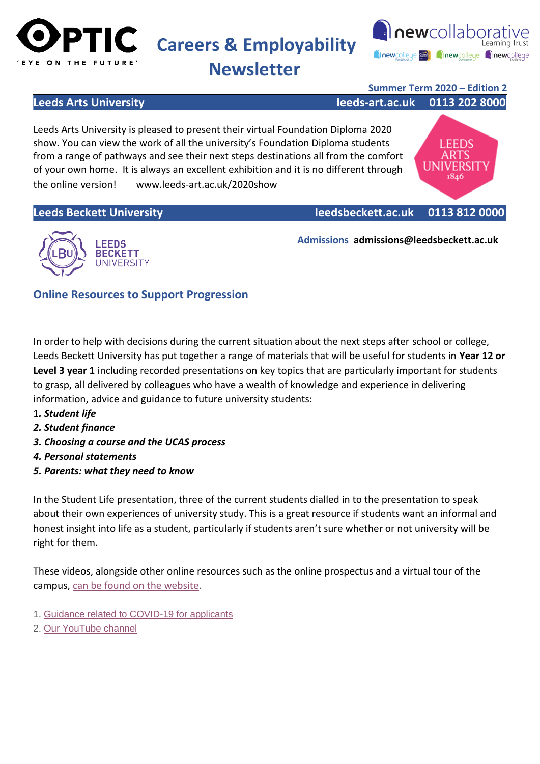# Careers & Employability Newsletter

**Summer Term 2020 – Edition 2**

## Leeds Arts University

**leeds-art.ac.uk 0113 202 8000**

Leeds Arts University is pleased to present their virtual Foundation Diploma 2020 show. You can view the work of all the university's Foundation Diploma students from a range of pathways and see their next steps destinations all from the comfort of your own home. It is always an excellent exhibition and it is no different through the online version! www.leeds-art.ac.uk/2020show

## Leeds Beckett University

**leedsbeckett.ac.uk 0113 812 0000**

**Admissions admissions@leedsbeckett.ac.uk**

### Online Resources to Support Progression

In order to help with decisions during the current situation about the next steps after school or college, Leeds Beckett University has put together a range of materials that will be useful for students in **Year 12 or Level 3 year 1** including recorded presentations on key topics that are particularly important for students to grasp, all delivered by colleagues who have a wealth of knowledge and experience in delivering information, advice and guidance to future university students:

1. ***Student life***
2. ***Student finance***
3. ***Choosing a course and the UCAS process***
4. ***Personal statements***
5. ***Parents: what they need to know***

In the Student Life presentation, three of the current students dialled in to the presentation to speak about their own experiences of university study. This is a great resource if students want an informal and honest insight into life as a student, particularly if students aren't sure whether or not university will be right for them.

These videos, alongside other online resources such as the online prospectus and a virtual tour of the campus, can be found on the website.

1. Guidance related to COVID-19 for applicants
2. Our YouTube channel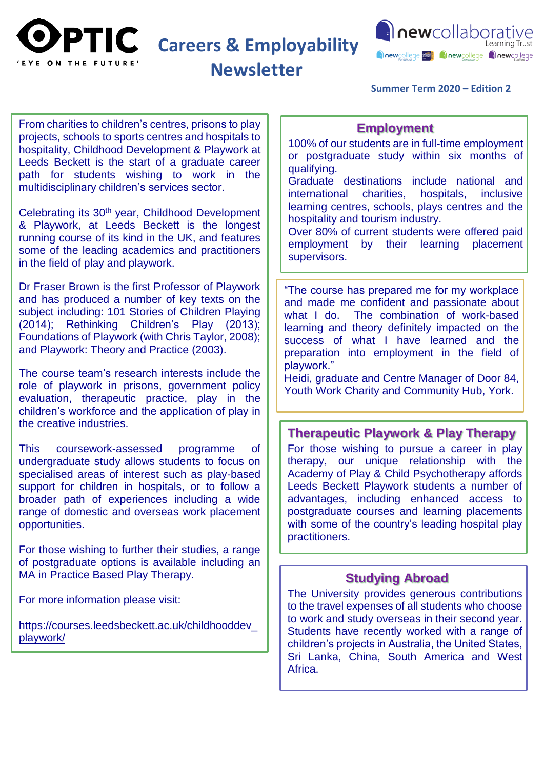# OPTIC

'EYE ON THE FUTURE'

## Careers & Employability Newsletter

newcollaborative Learning Trust

**Summer Term 2020 – Edition 2**

From charities to children's centres, prisons to play projects, schools to sports centres and hospitals to hospitality, Childhood Development & Playwork at Leeds Beckett is the start of a graduate career path for students wishing to work in the multidisciplinary children's services sector.

Celebrating its 30th year, Childhood Development & Playwork, at Leeds Beckett is the longest running course of its kind in the UK, and features some of the leading academics and practitioners in the field of play and playwork.

Dr Fraser Brown is the first Professor of Playwork and has produced a number of key texts on the subject including: 101 Stories of Children Playing (2014); Rethinking Children's Play (2013); Foundations of Playwork (with Chris Taylor, 2008); and Playwork: Theory and Practice (2003).

The course team's research interests include the role of playwork in prisons, government policy evaluation, therapeutic practice, play in the children's workforce and the application of play in the creative industries.

This coursework-assessed programme of undergraduate study allows students to focus on specialised areas of interest such as play-based support for children in hospitals, or to follow a broader path of experiences including a wide range of domestic and overseas work placement opportunities.

For those wishing to further their studies, a range of postgraduate options is available including an MA in Practice Based Play Therapy.

For more information please visit:

https://courses.leedsbeckett.ac.uk/childhooddev_playwork/

### Employment

100% of our students are in full-time employment or postgraduate study within six months of qualifying.
Graduate destinations include national and international charities, hospitals, inclusive learning centres, schools, plays centres and the hospitality and tourism industry.
Over 80% of current students were offered paid employment by their learning placement supervisors.

"The course has prepared me for my workplace and made me confident and passionate about what I do. The combination of work-based learning and theory definitely impacted on the success of what I have learned and the preparation into employment in the field of playwork."
Heidi, graduate and Centre Manager of Door 84, Youth Work Charity and Community Hub, York.

### Therapeutic Playwork & Play Therapy

For those wishing to pursue a career in play therapy, our unique relationship with the Academy of Play & Child Psychotherapy affords Leeds Beckett Playwork students a number of advantages, including enhanced access to postgraduate courses and learning placements with some of the country's leading hospital play practitioners.

### Studying Abroad

The University provides generous contributions to the travel expenses of all students who choose to work and study overseas in their second year. Students have recently worked with a range of children's projects in Australia, the United States, Sri Lanka, China, South America and West Africa.